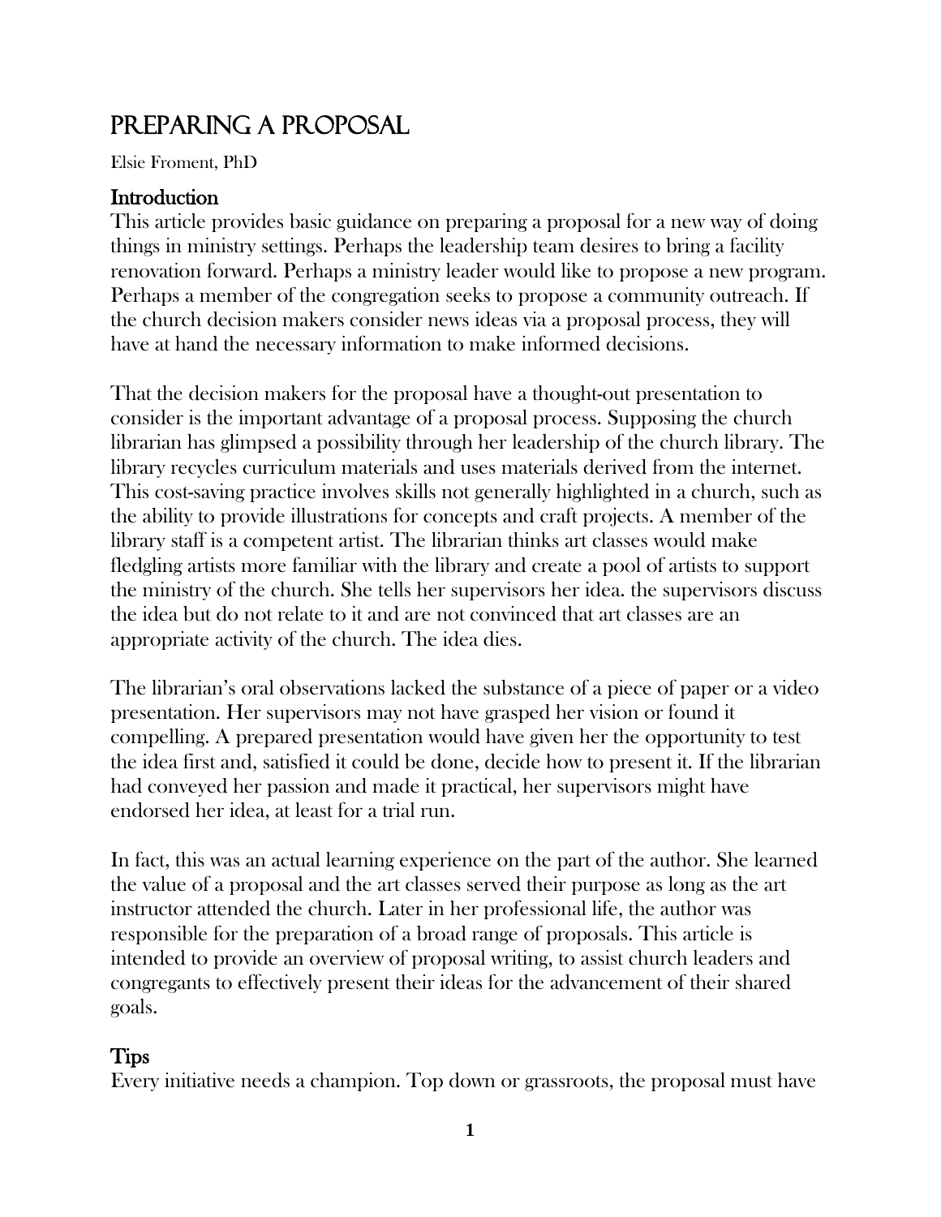# Preparing a Proposal

Elsie Froment, PhD

## Introduction

This article provides basic guidance on preparing a proposal for a new way of doing things in ministry settings. Perhaps the leadership team desires to bring a facility renovation forward. Perhaps a ministry leader would like to propose a new program. Perhaps a member of the congregation seeks to propose a community outreach. If the church decision makers consider news ideas via a proposal process, they will have at hand the necessary information to make informed decisions.

That the decision makers for the proposal have a thought-out presentation to consider is the important advantage of a proposal process. Supposing the church librarian has glimpsed a possibility through her leadership of the church library. The library recycles curriculum materials and uses materials derived from the internet. This cost-saving practice involves skills not generally highlighted in a church, such as the ability to provide illustrations for concepts and craft projects. A member of the library staff is a competent artist. The librarian thinks art classes would make fledgling artists more familiar with the library and create a pool of artists to support the ministry of the church. She tells her supervisors her idea. the supervisors discuss the idea but do not relate to it and are not convinced that art classes are an appropriate activity of the church. The idea dies.

The librarian's oral observations lacked the substance of a piece of paper or a video presentation. Her supervisors may not have grasped her vision or found it compelling. A prepared presentation would have given her the opportunity to test the idea first and, satisfied it could be done, decide how to present it. If the librarian had conveyed her passion and made it practical, her supervisors might have endorsed her idea, at least for a trial run.

In fact, this was an actual learning experience on the part of the author. She learned the value of a proposal and the art classes served their purpose as long as the art instructor attended the church. Later in her professional life, the author was responsible for the preparation of a broad range of proposals. This article is intended to provide an overview of proposal writing, to assist church leaders and congregants to effectively present their ideas for the advancement of their shared goals.

## Tips

Every initiative needs a champion. Top down or grassroots, the proposal must have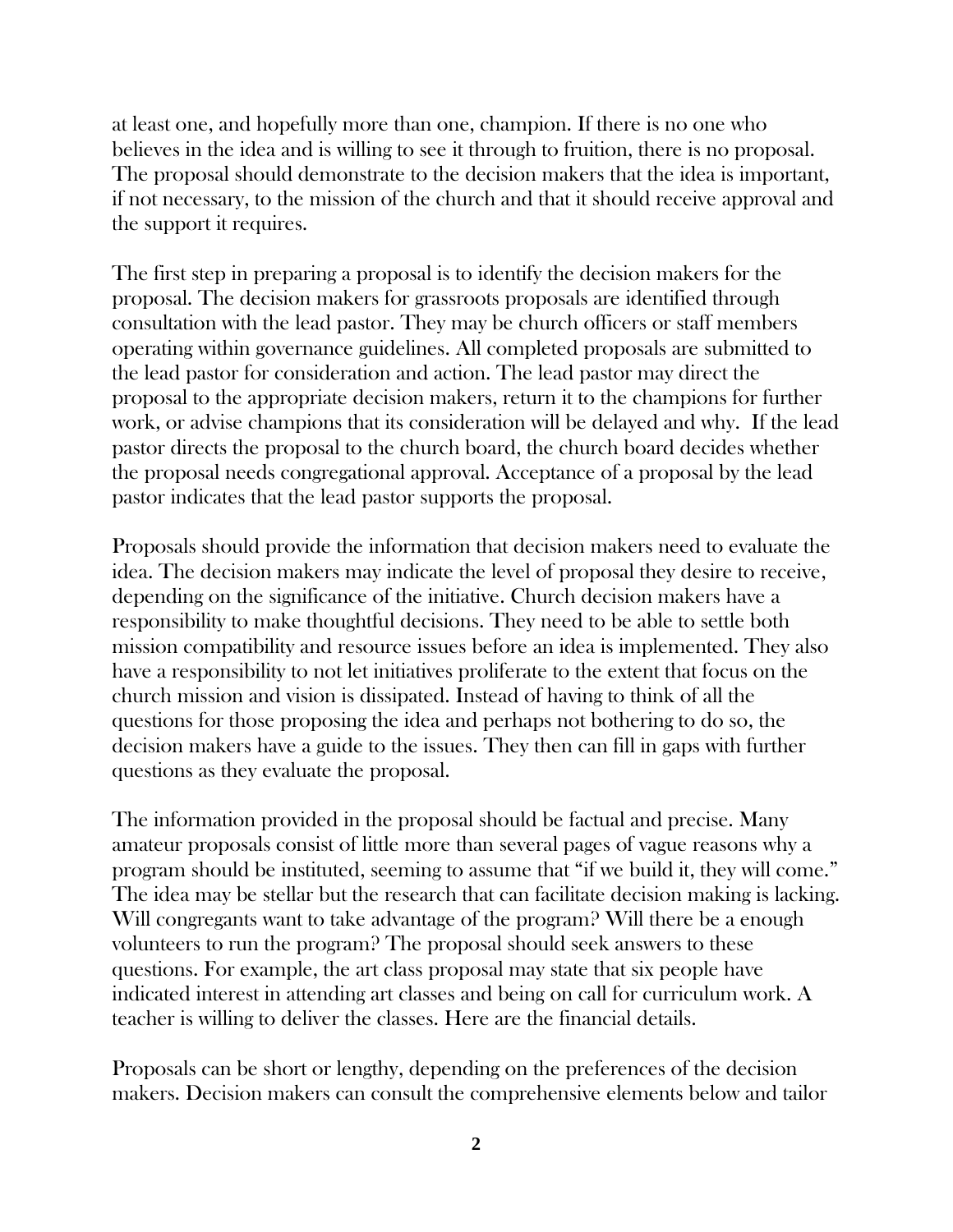at least one, and hopefully more than one, champion. If there is no one who believes in the idea and is willing to see it through to fruition, there is no proposal. The proposal should demonstrate to the decision makers that the idea is important, if not necessary, to the mission of the church and that it should receive approval and the support it requires.

The first step in preparing a proposal is to identify the decision makers for the proposal. The decision makers for grassroots proposals are identified through consultation with the lead pastor. They may be church officers or staff members operating within governance guidelines. All completed proposals are submitted to the lead pastor for consideration and action. The lead pastor may direct the proposal to the appropriate decision makers, return it to the champions for further work, or advise champions that its consideration will be delayed and why. If the lead pastor directs the proposal to the church board, the church board decides whether the proposal needs congregational approval. Acceptance of a proposal by the lead pastor indicates that the lead pastor supports the proposal.

Proposals should provide the information that decision makers need to evaluate the idea. The decision makers may indicate the level of proposal they desire to receive, depending on the significance of the initiative. Church decision makers have a responsibility to make thoughtful decisions. They need to be able to settle both mission compatibility and resource issues before an idea is implemented. They also have a responsibility to not let initiatives proliferate to the extent that focus on the church mission and vision is dissipated. Instead of having to think of all the questions for those proposing the idea and perhaps not bothering to do so, the decision makers have a guide to the issues. They then can fill in gaps with further questions as they evaluate the proposal.

The information provided in the proposal should be factual and precise. Many amateur proposals consist of little more than several pages of vague reasons why a program should be instituted, seeming to assume that "if we build it, they will come." The idea may be stellar but the research that can facilitate decision making is lacking. Will congregants want to take advantage of the program? Will there be a enough volunteers to run the program? The proposal should seek answers to these questions. For example, the art class proposal may state that six people have indicated interest in attending art classes and being on call for curriculum work. A teacher is willing to deliver the classes. Here are the financial details.

Proposals can be short or lengthy, depending on the preferences of the decision makers. Decision makers can consult the comprehensive elements below and tailor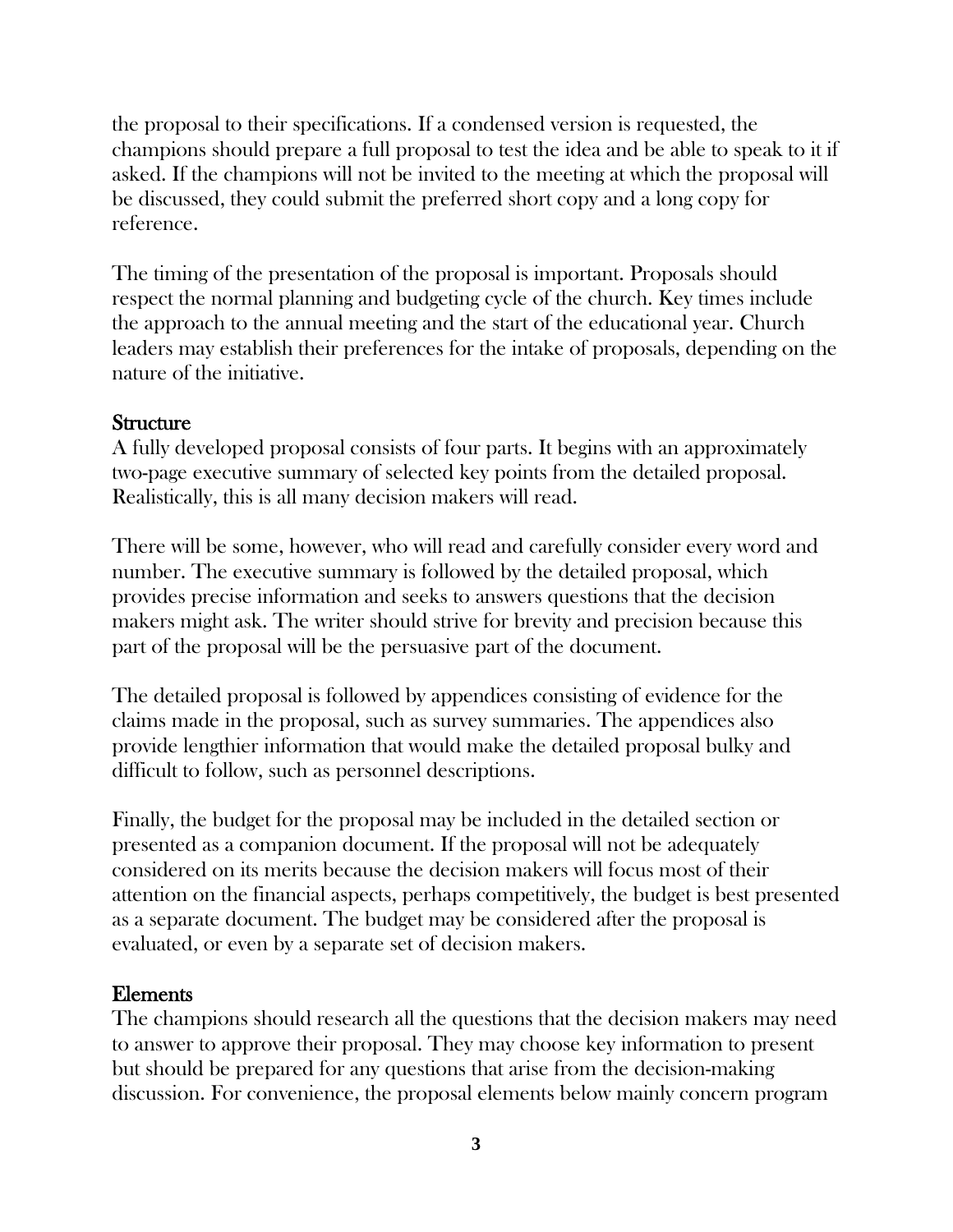the proposal to their specifications. If a condensed version is requested, the champions should prepare a full proposal to test the idea and be able to speak to it if asked. If the champions will not be invited to the meeting at which the proposal will be discussed, they could submit the preferred short copy and a long copy for reference.

The timing of the presentation of the proposal is important. Proposals should respect the normal planning and budgeting cycle of the church. Key times include the approach to the annual meeting and the start of the educational year. Church leaders may establish their preferences for the intake of proposals, depending on the nature of the initiative.

### Structure

A fully developed proposal consists of four parts. It begins with an approximately two-page executive summary of selected key points from the detailed proposal. Realistically, this is all many decision makers will read.

There will be some, however, who will read and carefully consider every word and number. The executive summary is followed by the detailed proposal, which provides precise information and seeks to answers questions that the decision makers might ask. The writer should strive for brevity and precision because this part of the proposal will be the persuasive part of the document.

The detailed proposal is followed by appendices consisting of evidence for the claims made in the proposal, such as survey summaries. The appendices also provide lengthier information that would make the detailed proposal bulky and difficult to follow, such as personnel descriptions.

Finally, the budget for the proposal may be included in the detailed section or presented as a companion document. If the proposal will not be adequately considered on its merits because the decision makers will focus most of their attention on the financial aspects, perhaps competitively, the budget is best presented as a separate document. The budget may be considered after the proposal is evaluated, or even by a separate set of decision makers.

### Elements

The champions should research all the questions that the decision makers may need to answer to approve their proposal. They may choose key information to present but should be prepared for any questions that arise from the decision-making discussion. For convenience, the proposal elements below mainly concern program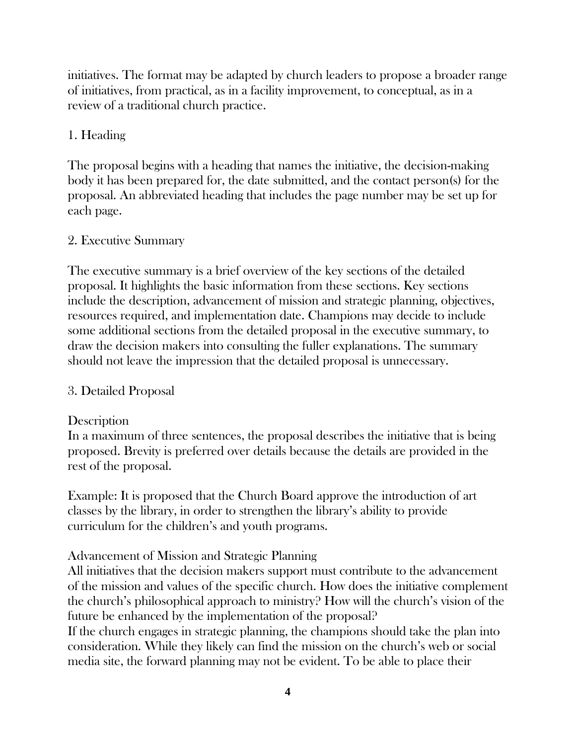initiatives. The format may be adapted by church leaders to propose a broader range of initiatives, from practical, as in a facility improvement, to conceptual, as in a review of a traditional church practice.

## 1. Heading

The proposal begins with a heading that names the initiative, the decision-making body it has been prepared for, the date submitted, and the contact person(s) for the proposal. An abbreviated heading that includes the page number may be set up for each page.

## 2. Executive Summary

The executive summary is a brief overview of the key sections of the detailed proposal. It highlights the basic information from these sections. Key sections include the description, advancement of mission and strategic planning, objectives, resources required, and implementation date. Champions may decide to include some additional sections from the detailed proposal in the executive summary, to draw the decision makers into consulting the fuller explanations. The summary should not leave the impression that the detailed proposal is unnecessary.

## 3. Detailed Proposal

### Description

In a maximum of three sentences, the proposal describes the initiative that is being proposed. Brevity is preferred over details because the details are provided in the rest of the proposal.

Example: It is proposed that the Church Board approve the introduction of art classes by the library, in order to strengthen the library's ability to provide curriculum for the children's and youth programs.

### Advancement of Mission and Strategic Planning

All initiatives that the decision makers support must contribute to the advancement of the mission and values of the specific church. How does the initiative complement the church's philosophical approach to ministry? How will the church's vision of the future be enhanced by the implementation of the proposal?

If the church engages in strategic planning, the champions should take the plan into consideration. While they likely can find the mission on the church's web or social media site, the forward planning may not be evident. To be able to place their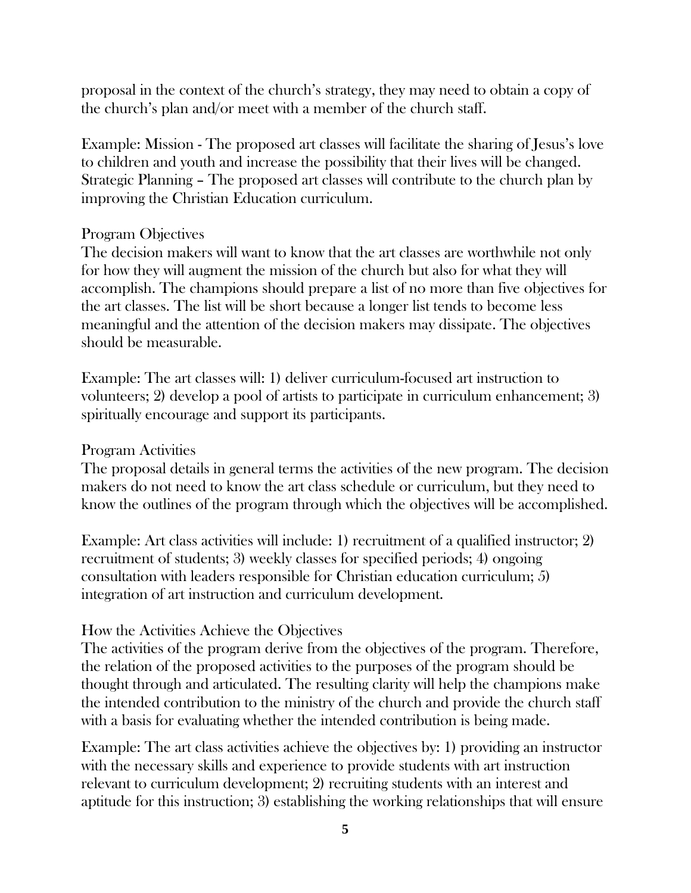proposal in the context of the church's strategy, they may need to obtain a copy of the church's plan and/or meet with a member of the church staff.

Example: Mission - The proposed art classes will facilitate the sharing of Jesus's love to children and youth and increase the possibility that their lives will be changed. Strategic Planning – The proposed art classes will contribute to the church plan by improving the Christian Education curriculum.

### Program Objectives

The decision makers will want to know that the art classes are worthwhile not only for how they will augment the mission of the church but also for what they will accomplish. The champions should prepare a list of no more than five objectives for the art classes. The list will be short because a longer list tends to become less meaningful and the attention of the decision makers may dissipate. The objectives should be measurable.

Example: The art classes will: 1) deliver curriculum-focused art instruction to volunteers; 2) develop a pool of artists to participate in curriculum enhancement; 3) spiritually encourage and support its participants.

### Program Activities

The proposal details in general terms the activities of the new program. The decision makers do not need to know the art class schedule or curriculum, but they need to know the outlines of the program through which the objectives will be accomplished.

Example: Art class activities will include: 1) recruitment of a qualified instructor; 2) recruitment of students; 3) weekly classes for specified periods; 4) ongoing consultation with leaders responsible for Christian education curriculum; 5) integration of art instruction and curriculum development.

### How the Activities Achieve the Objectives

The activities of the program derive from the objectives of the program. Therefore, the relation of the proposed activities to the purposes of the program should be thought through and articulated. The resulting clarity will help the champions make the intended contribution to the ministry of the church and provide the church staff with a basis for evaluating whether the intended contribution is being made.

Example: The art class activities achieve the objectives by: 1) providing an instructor with the necessary skills and experience to provide students with art instruction relevant to curriculum development; 2) recruiting students with an interest and aptitude for this instruction; 3) establishing the working relationships that will ensure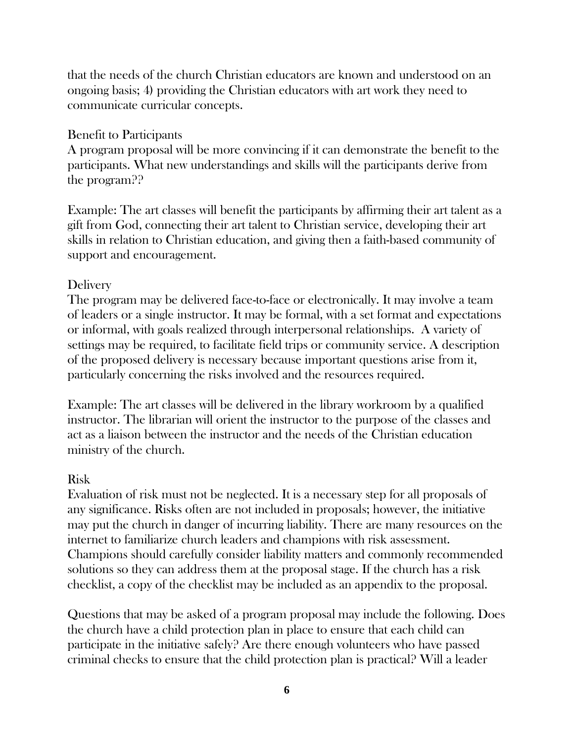that the needs of the church Christian educators are known and understood on an ongoing basis; 4) providing the Christian educators with art work they need to communicate curricular concepts.

### Benefit to Participants

A program proposal will be more convincing if it can demonstrate the benefit to the participants. What new understandings and skills will the participants derive from the program??

Example: The art classes will benefit the participants by affirming their art talent as a gift from God, connecting their art talent to Christian service, developing their art skills in relation to Christian education, and giving then a faith-based community of support and encouragement.

### Delivery

The program may be delivered face-to-face or electronically. It may involve a team of leaders or a single instructor. It may be formal, with a set format and expectations or informal, with goals realized through interpersonal relationships. A variety of settings may be required, to facilitate field trips or community service. A description of the proposed delivery is necessary because important questions arise from it, particularly concerning the risks involved and the resources required.

Example: The art classes will be delivered in the library workroom by a qualified instructor. The librarian will orient the instructor to the purpose of the classes and act as a liaison between the instructor and the needs of the Christian education ministry of the church.

### Risk

Evaluation of risk must not be neglected. It is a necessary step for all proposals of any significance. Risks often are not included in proposals; however, the initiative may put the church in danger of incurring liability. There are many resources on the internet to familiarize church leaders and champions with risk assessment. Champions should carefully consider liability matters and commonly recommended solutions so they can address them at the proposal stage. If the church has a risk checklist, a copy of the checklist may be included as an appendix to the proposal.

Questions that may be asked of a program proposal may include the following. Does the church have a child protection plan in place to ensure that each child can participate in the initiative safely? Are there enough volunteers who have passed criminal checks to ensure that the child protection plan is practical? Will a leader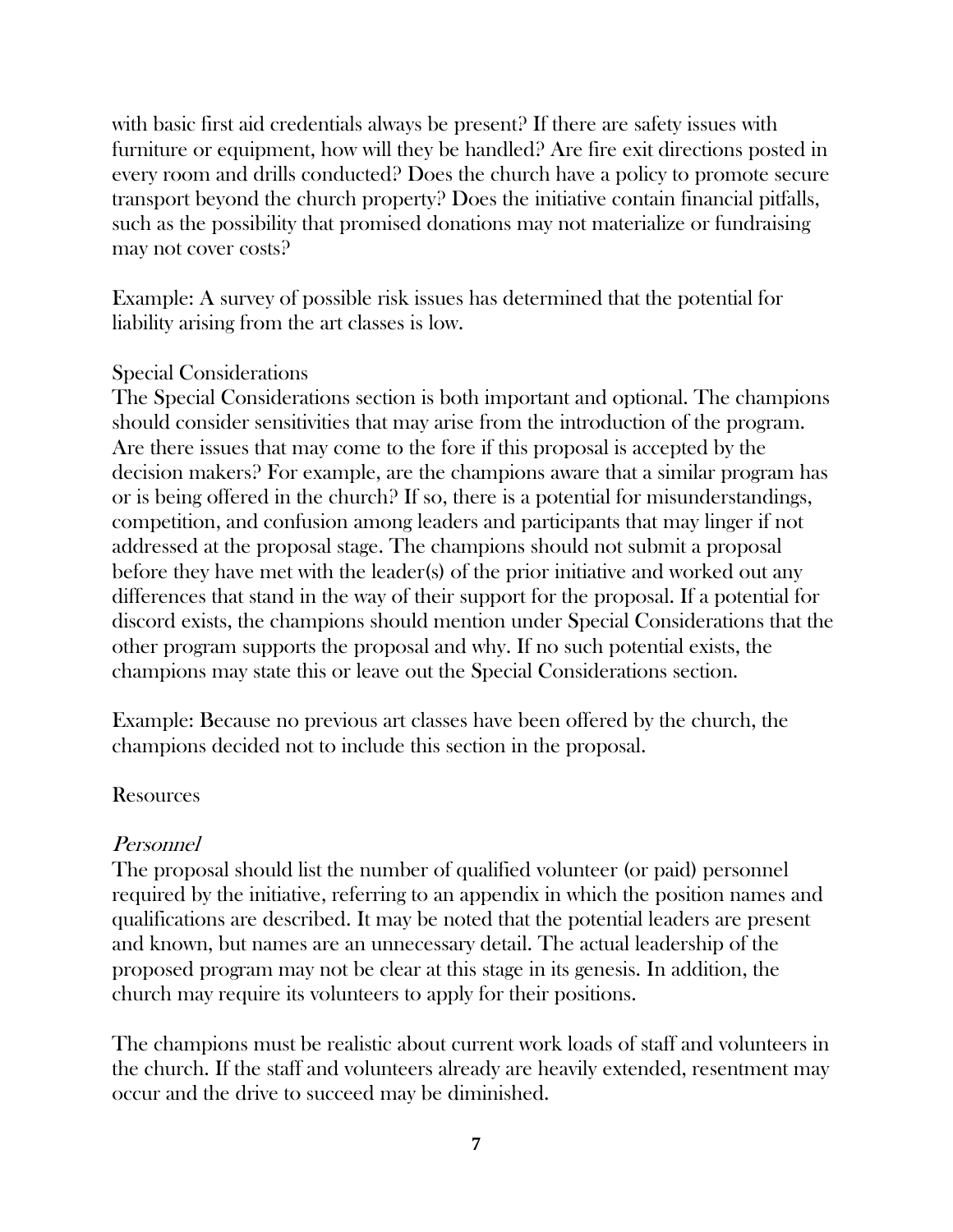with basic first aid credentials always be present? If there are safety issues with furniture or equipment, how will they be handled? Are fire exit directions posted in every room and drills conducted? Does the church have a policy to promote secure transport beyond the church property? Does the initiative contain financial pitfalls, such as the possibility that promised donations may not materialize or fundraising may not cover costs?

Example: A survey of possible risk issues has determined that the potential for liability arising from the art classes is low.

## Special Considerations

The Special Considerations section is both important and optional. The champions should consider sensitivities that may arise from the introduction of the program. Are there issues that may come to the fore if this proposal is accepted by the decision makers? For example, are the champions aware that a similar program has or is being offered in the church? If so, there is a potential for misunderstandings, competition, and confusion among leaders and participants that may linger if not addressed at the proposal stage. The champions should not submit a proposal before they have met with the leader(s) of the prior initiative and worked out any differences that stand in the way of their support for the proposal. If a potential for discord exists, the champions should mention under Special Considerations that the other program supports the proposal and why. If no such potential exists, the champions may state this or leave out the Special Considerations section.

Example: Because no previous art classes have been offered by the church, the champions decided not to include this section in the proposal.

## Resources

### *Personnel*

The proposal should list the number of qualified volunteer (or paid) personnel required by the initiative, referring to an appendix in which the position names and qualifications are described. It may be noted that the potential leaders are present and known, but names are an unnecessary detail. The actual leadership of the proposed program may not be clear at this stage in its genesis. In addition, the church may require its volunteers to apply for their positions.

The champions must be realistic about current work loads of staff and volunteers in the church. If the staff and volunteers already are heavily extended, resentment may occur and the drive to succeed may be diminished.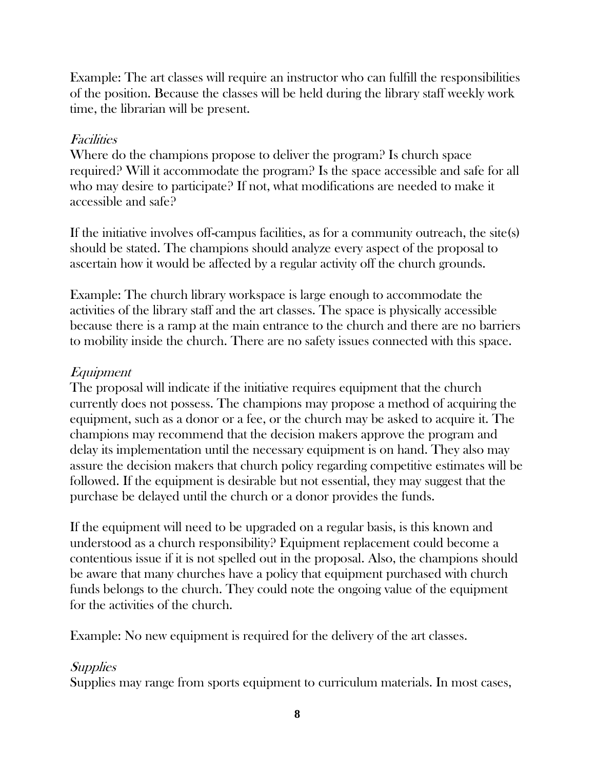Example: The art classes will require an instructor who can fulfill the responsibilities of the position. Because the classes will be held during the library staff weekly work time, the librarian will be present.

*Facilities*

Where do the champions propose to deliver the program? Is church space required? Will it accommodate the program? Is the space accessible and safe for all who may desire to participate? If not, what modifications are needed to make it accessible and safe?

If the initiative involves off-campus facilities, as for a community outreach, the site(s) should be stated. The champions should analyze every aspect of the proposal to ascertain how it would be affected by a regular activity off the church grounds.

Example: The church library workspace is large enough to accommodate the activities of the library staff and the art classes. The space is physically accessible because there is a ramp at the main entrance to the church and there are no barriers to mobility inside the church. There are no safety issues connected with this space.

*Equipment*

The proposal will indicate if the initiative requires equipment that the church currently does not possess. The champions may propose a method of acquiring the equipment, such as a donor or a fee, or the church may be asked to acquire it. The champions may recommend that the decision makers approve the program and delay its implementation until the necessary equipment is on hand. They also may assure the decision makers that church policy regarding competitive estimates will be followed. If the equipment is desirable but not essential, they may suggest that the purchase be delayed until the church or a donor provides the funds.

If the equipment will need to be upgraded on a regular basis, is this known and understood as a church responsibility? Equipment replacement could become a contentious issue if it is not spelled out in the proposal. Also, the champions should be aware that many churches have a policy that equipment purchased with church funds belongs to the church. They could note the ongoing value of the equipment for the activities of the church.

Example: No new equipment is required for the delivery of the art classes.

*Supplies*

Supplies may range from sports equipment to curriculum materials. In most cases,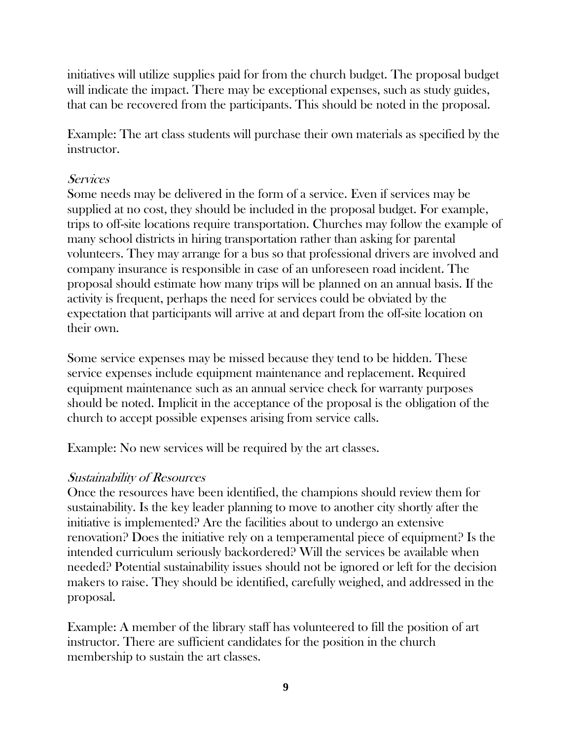initiatives will utilize supplies paid for from the church budget. The proposal budget will indicate the impact. There may be exceptional expenses, such as study guides, that can be recovered from the participants. This should be noted in the proposal.

Example: The art class students will purchase their own materials as specified by the instructor.

### *Services*

Some needs may be delivered in the form of a service. Even if services may be supplied at no cost, they should be included in the proposal budget. For example, trips to off-site locations require transportation. Churches may follow the example of many school districts in hiring transportation rather than asking for parental volunteers. They may arrange for a bus so that professional drivers are involved and company insurance is responsible in case of an unforeseen road incident. The proposal should estimate how many trips will be planned on an annual basis. If the activity is frequent, perhaps the need for services could be obviated by the expectation that participants will arrive at and depart from the off-site location on their own.

Some service expenses may be missed because they tend to be hidden. These service expenses include equipment maintenance and replacement. Required equipment maintenance such as an annual service check for warranty purposes should be noted. Implicit in the acceptance of the proposal is the obligation of the church to accept possible expenses arising from service calls.

Example: No new services will be required by the art classes.

### *Sustainability of Resources*

Once the resources have been identified, the champions should review them for sustainability. Is the key leader planning to move to another city shortly after the initiative is implemented? Are the facilities about to undergo an extensive renovation? Does the initiative rely on a temperamental piece of equipment? Is the intended curriculum seriously backordered? Will the services be available when needed? Potential sustainability issues should not be ignored or left for the decision makers to raise. They should be identified, carefully weighed, and addressed in the proposal.

Example: A member of the library staff has volunteered to fill the position of art instructor. There are sufficient candidates for the position in the church membership to sustain the art classes.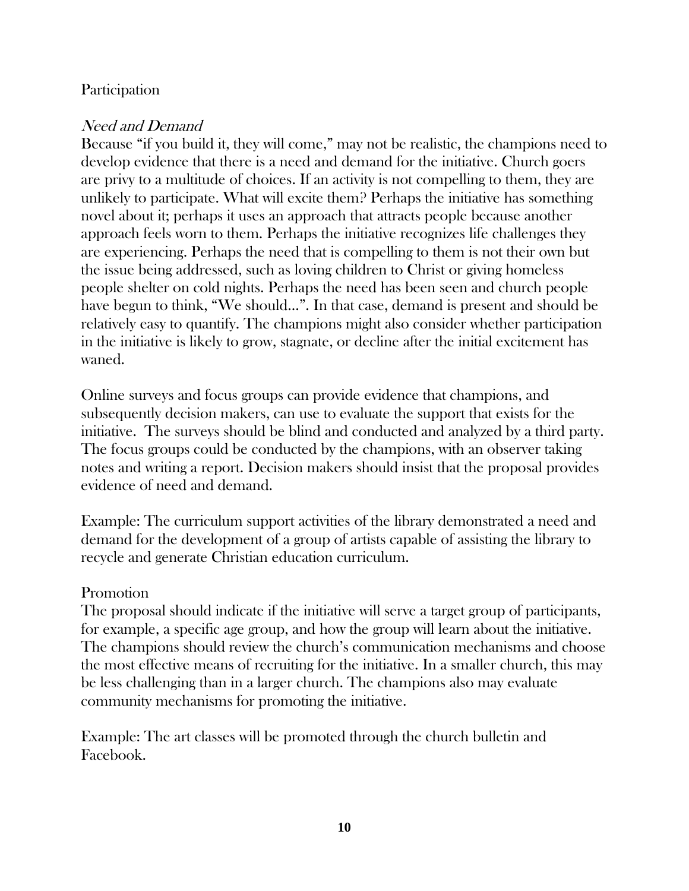## Participation

### *Need and Demand*

Because "if you build it, they will come," may not be realistic, the champions need to develop evidence that there is a need and demand for the initiative. Church goers are privy to a multitude of choices. If an activity is not compelling to them, they are unlikely to participate. What will excite them? Perhaps the initiative has something novel about it; perhaps it uses an approach that attracts people because another approach feels worn to them. Perhaps the initiative recognizes life challenges they are experiencing. Perhaps the need that is compelling to them is not their own but the issue being addressed, such as loving children to Christ or giving homeless people shelter on cold nights. Perhaps the need has been seen and church people have begun to think, "We should…". In that case, demand is present and should be relatively easy to quantify. The champions might also consider whether participation in the initiative is likely to grow, stagnate, or decline after the initial excitement has waned.

Online surveys and focus groups can provide evidence that champions, and subsequently decision makers, can use to evaluate the support that exists for the initiative. The surveys should be blind and conducted and analyzed by a third party. The focus groups could be conducted by the champions, with an observer taking notes and writing a report. Decision makers should insist that the proposal provides evidence of need and demand.

Example: The curriculum support activities of the library demonstrated a need and demand for the development of a group of artists capable of assisting the library to recycle and generate Christian education curriculum.

### Promotion

The proposal should indicate if the initiative will serve a target group of participants, for example, a specific age group, and how the group will learn about the initiative. The champions should review the church's communication mechanisms and choose the most effective means of recruiting for the initiative. In a smaller church, this may be less challenging than in a larger church. The champions also may evaluate community mechanisms for promoting the initiative.

Example: The art classes will be promoted through the church bulletin and Facebook.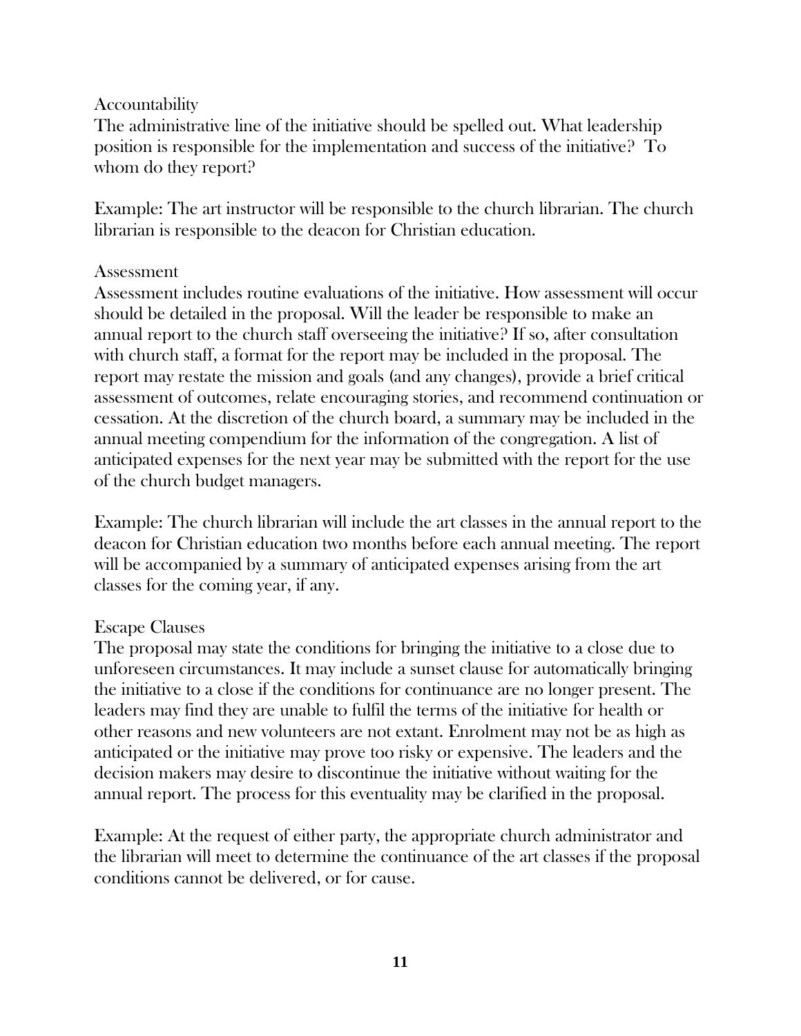## Accountability

The administrative line of the initiative should be spelled out. What leadership position is responsible for the implementation and success of the initiative? To whom do they report?

Example: The art instructor will be responsible to the church librarian. The church librarian is responsible to the deacon for Christian education.

## Assessment

Assessment includes routine evaluations of the initiative. How assessment will occur should be detailed in the proposal. Will the leader be responsible to make an annual report to the church staff overseeing the initiative? If so, after consultation with church staff, a format for the report may be included in the proposal. The report may restate the mission and goals (and any changes), provide a brief critical assessment of outcomes, relate encouraging stories, and recommend continuation or cessation. At the discretion of the church board, a summary may be included in the annual meeting compendium for the information of the congregation. A list of anticipated expenses for the next year may be submitted with the report for the use of the church budget managers.

Example: The church librarian will include the art classes in the annual report to the deacon for Christian education two months before each annual meeting. The report will be accompanied by a summary of anticipated expenses arising from the art classes for the coming year, if any.

## Escape Clauses

The proposal may state the conditions for bringing the initiative to a close due to unforeseen circumstances. It may include a sunset clause for automatically bringing the initiative to a close if the conditions for continuance are no longer present. The leaders may find they are unable to fulfil the terms of the initiative for health or other reasons and new volunteers are not extant. Enrolment may not be as high as anticipated or the initiative may prove too risky or expensive. The leaders and the decision makers may desire to discontinue the initiative without waiting for the annual report. The process for this eventuality may be clarified in the proposal.

Example: At the request of either party, the appropriate church administrator and the librarian will meet to determine the continuance of the art classes if the proposal conditions cannot be delivered, or for cause.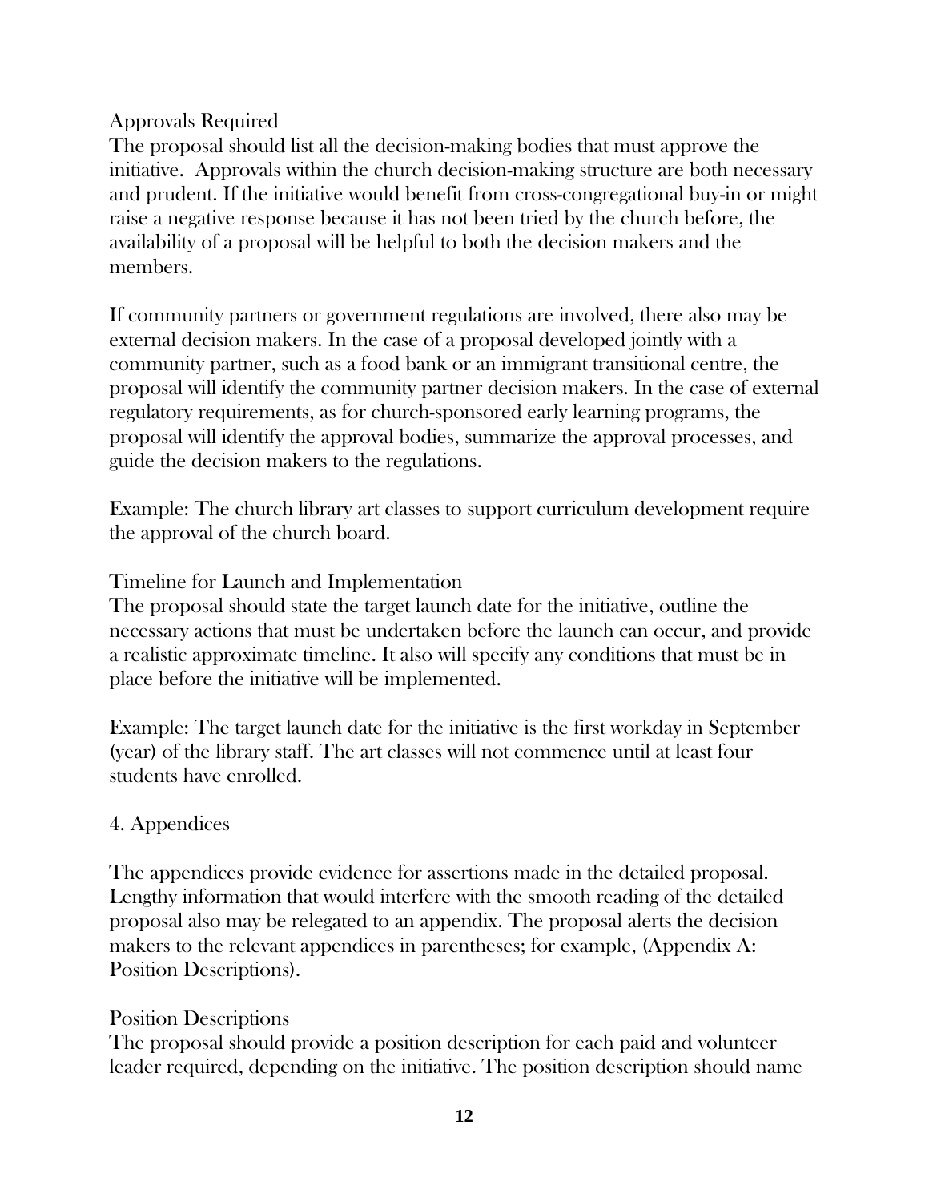### Approvals Required

The proposal should list all the decision-making bodies that must approve the initiative. Approvals within the church decision-making structure are both necessary and prudent. If the initiative would benefit from cross-congregational buy-in or might raise a negative response because it has not been tried by the church before, the availability of a proposal will be helpful to both the decision makers and the members.

If community partners or government regulations are involved, there also may be external decision makers. In the case of a proposal developed jointly with a community partner, such as a food bank or an immigrant transitional centre, the proposal will identify the community partner decision makers. In the case of external regulatory requirements, as for church-sponsored early learning programs, the proposal will identify the approval bodies, summarize the approval processes, and guide the decision makers to the regulations.

Example: The church library art classes to support curriculum development require the approval of the church board.

### Timeline for Launch and Implementation

The proposal should state the target launch date for the initiative, outline the necessary actions that must be undertaken before the launch can occur, and provide a realistic approximate timeline. It also will specify any conditions that must be in place before the initiative will be implemented.

Example: The target launch date for the initiative is the first workday in September (year) of the library staff. The art classes will not commence until at least four students have enrolled.

## 4. Appendices

The appendices provide evidence for assertions made in the detailed proposal. Lengthy information that would interfere with the smooth reading of the detailed proposal also may be relegated to an appendix. The proposal alerts the decision makers to the relevant appendices in parentheses; for example, (Appendix A: Position Descriptions).

### Position Descriptions

The proposal should provide a position description for each paid and volunteer leader required, depending on the initiative. The position description should name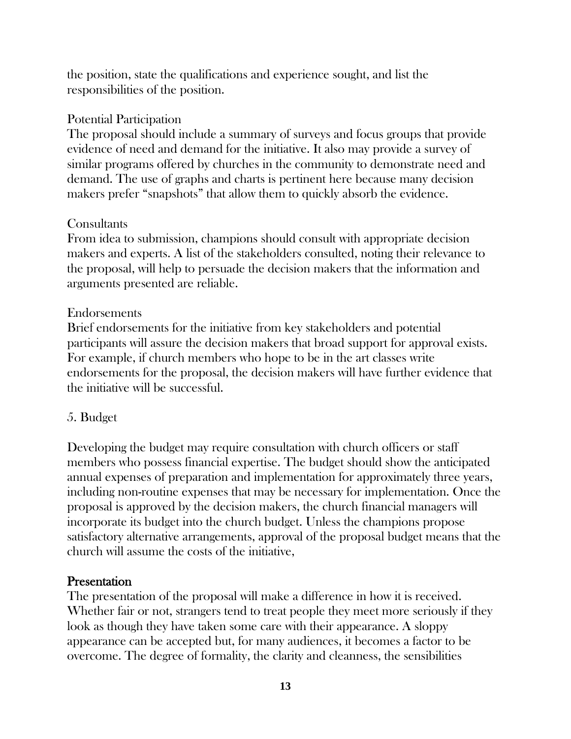the position, state the qualifications and experience sought, and list the responsibilities of the position.

Potential Participation

The proposal should include a summary of surveys and focus groups that provide evidence of need and demand for the initiative. It also may provide a survey of similar programs offered by churches in the community to demonstrate need and demand. The use of graphs and charts is pertinent here because many decision makers prefer "snapshots" that allow them to quickly absorb the evidence.

Consultants

From idea to submission, champions should consult with appropriate decision makers and experts. A list of the stakeholders consulted, noting their relevance to the proposal, will help to persuade the decision makers that the information and arguments presented are reliable.

Endorsements

Brief endorsements for the initiative from key stakeholders and potential participants will assure the decision makers that broad support for approval exists. For example, if church members who hope to be in the art classes write endorsements for the proposal, the decision makers will have further evidence that the initiative will be successful.

5. Budget

Developing the budget may require consultation with church officers or staff members who possess financial expertise. The budget should show the anticipated annual expenses of preparation and implementation for approximately three years, including non-routine expenses that may be necessary for implementation. Once the proposal is approved by the decision makers, the church financial managers will incorporate its budget into the church budget. Unless the champions propose satisfactory alternative arrangements, approval of the proposal budget means that the church will assume the costs of the initiative,

## Presentation

The presentation of the proposal will make a difference in how it is received. Whether fair or not, strangers tend to treat people they meet more seriously if they look as though they have taken some care with their appearance. A sloppy appearance can be accepted but, for many audiences, it becomes a factor to be overcome. The degree of formality, the clarity and cleanness, the sensibilities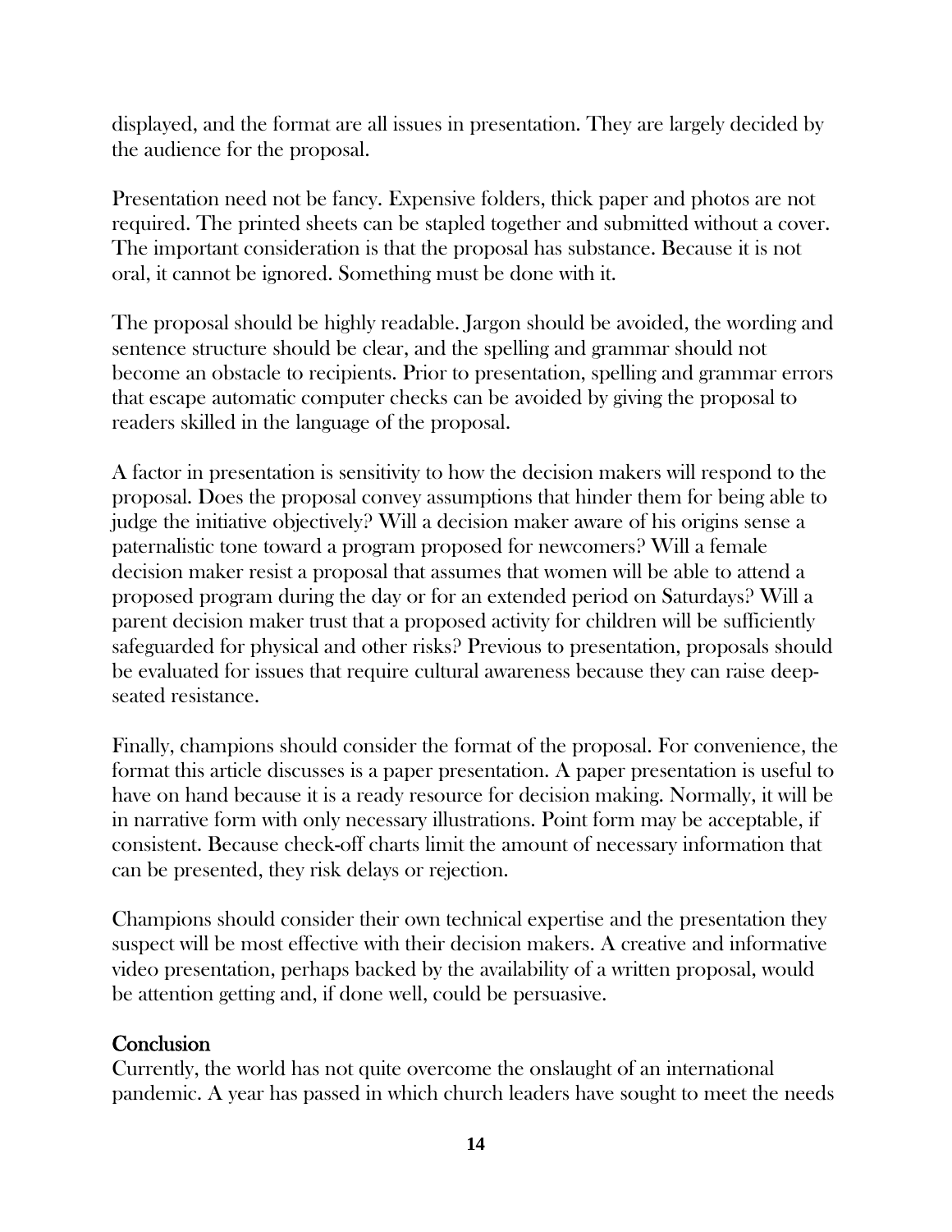displayed, and the format are all issues in presentation. They are largely decided by the audience for the proposal.

Presentation need not be fancy. Expensive folders, thick paper and photos are not required. The printed sheets can be stapled together and submitted without a cover. The important consideration is that the proposal has substance. Because it is not oral, it cannot be ignored. Something must be done with it.

The proposal should be highly readable. Jargon should be avoided, the wording and sentence structure should be clear, and the spelling and grammar should not become an obstacle to recipients. Prior to presentation, spelling and grammar errors that escape automatic computer checks can be avoided by giving the proposal to readers skilled in the language of the proposal.

A factor in presentation is sensitivity to how the decision makers will respond to the proposal. Does the proposal convey assumptions that hinder them for being able to judge the initiative objectively? Will a decision maker aware of his origins sense a paternalistic tone toward a program proposed for newcomers? Will a female decision maker resist a proposal that assumes that women will be able to attend a proposed program during the day or for an extended period on Saturdays? Will a parent decision maker trust that a proposed activity for children will be sufficiently safeguarded for physical and other risks? Previous to presentation, proposals should be evaluated for issues that require cultural awareness because they can raise deep-seated resistance.

Finally, champions should consider the format of the proposal. For convenience, the format this article discusses is a paper presentation. A paper presentation is useful to have on hand because it is a ready resource for decision making. Normally, it will be in narrative form with only necessary illustrations. Point form may be acceptable, if consistent. Because check-off charts limit the amount of necessary information that can be presented, they risk delays or rejection.

Champions should consider their own technical expertise and the presentation they suspect will be most effective with their decision makers. A creative and informative video presentation, perhaps backed by the availability of a written proposal, would be attention getting and, if done well, could be persuasive.

## Conclusion

Currently, the world has not quite overcome the onslaught of an international pandemic. A year has passed in which church leaders have sought to meet the needs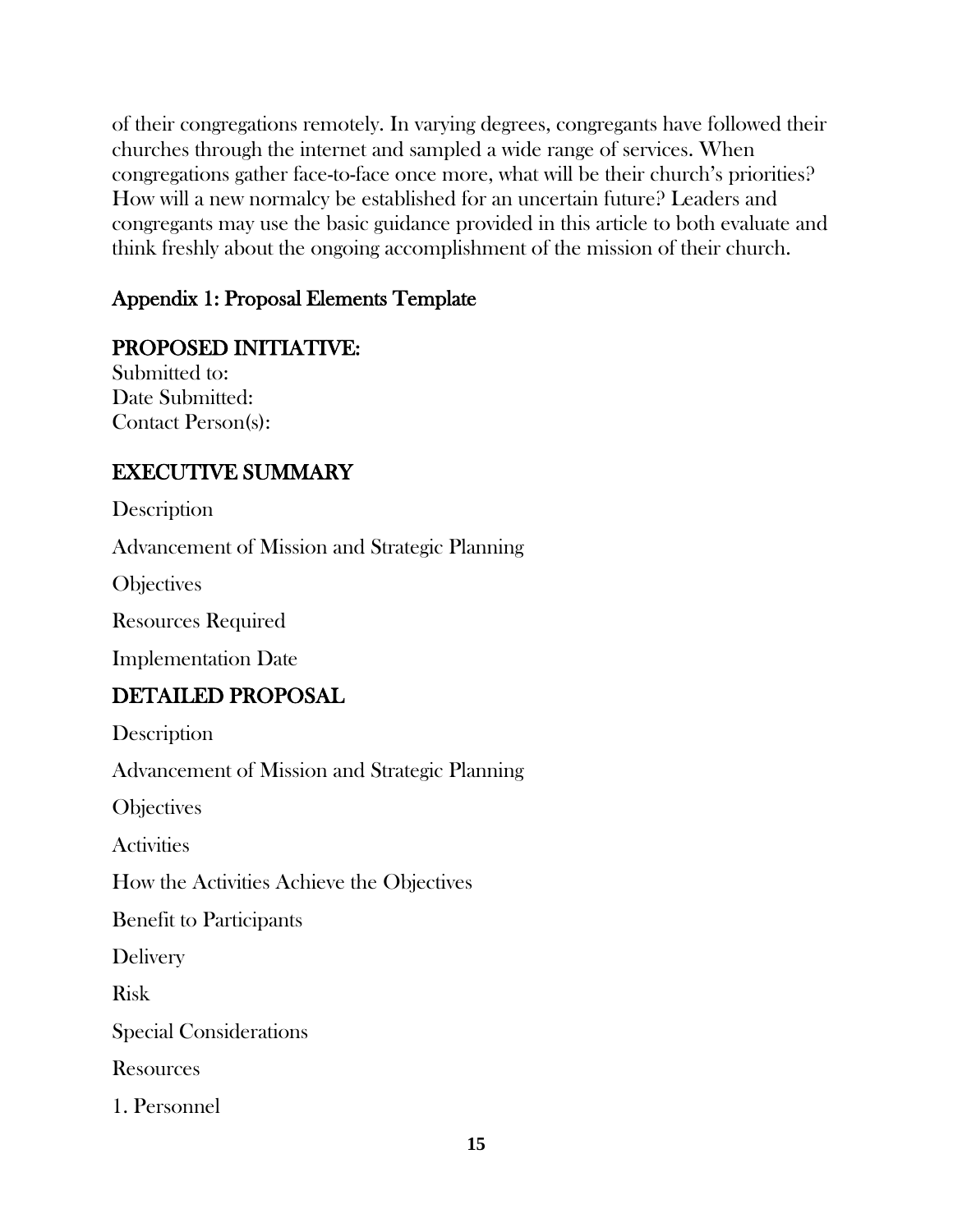of their congregations remotely. In varying degrees, congregants have followed their churches through the internet and sampled a wide range of services. When congregations gather face-to-face once more, what will be their church's priorities? How will a new normalcy be established for an uncertain future? Leaders and congregants may use the basic guidance provided in this article to both evaluate and think freshly about the ongoing accomplishment of the mission of their church.

## Appendix 1: Proposal Elements Template

### PROPOSED INITIATIVE:

Submitted to:
Date Submitted:
Contact Person(s):

### EXECUTIVE SUMMARY

Description

Advancement of Mission and Strategic Planning

Objectives

Resources Required

Implementation Date

### DETAILED PROPOSAL

Description

Advancement of Mission and Strategic Planning

Objectives

Activities

How the Activities Achieve the Objectives

Benefit to Participants

Delivery

Risk

Special Considerations

Resources

1. Personnel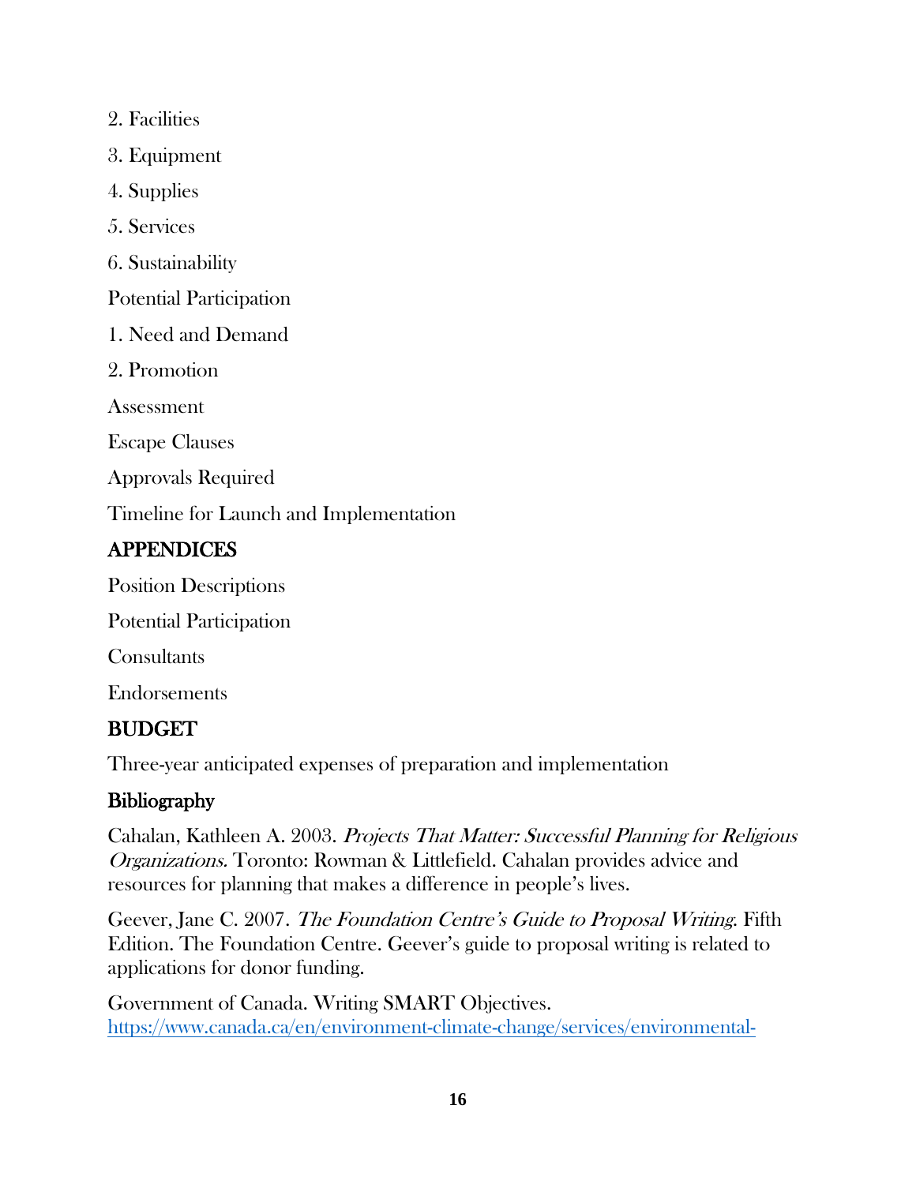2. Facilities

3. Equipment

4. Supplies

5. Services

6. Sustainability

Potential Participation

1. Need and Demand

2. Promotion

Assessment

Escape Clauses

Approvals Required

Timeline for Launch and Implementation

## APPENDICES

Position Descriptions

Potential Participation

Consultants

Endorsements

## BUDGET

Three-year anticipated expenses of preparation and implementation

## Bibliography

Cahalan, Kathleen A. 2003. *Projects That Matter: Successful Planning for Religious Organizations.* Toronto: Rowman & Littlefield. Cahalan provides advice and resources for planning that makes a difference in people's lives.

Geever, Jane C. 2007. *The Foundation Centre's Guide to Proposal Writing*. Fifth Edition. The Foundation Centre. Geever's guide to proposal writing is related to applications for donor funding.

Government of Canada. Writing SMART Objectives. https://www.canada.ca/en/environment-climate-change/services/environmental-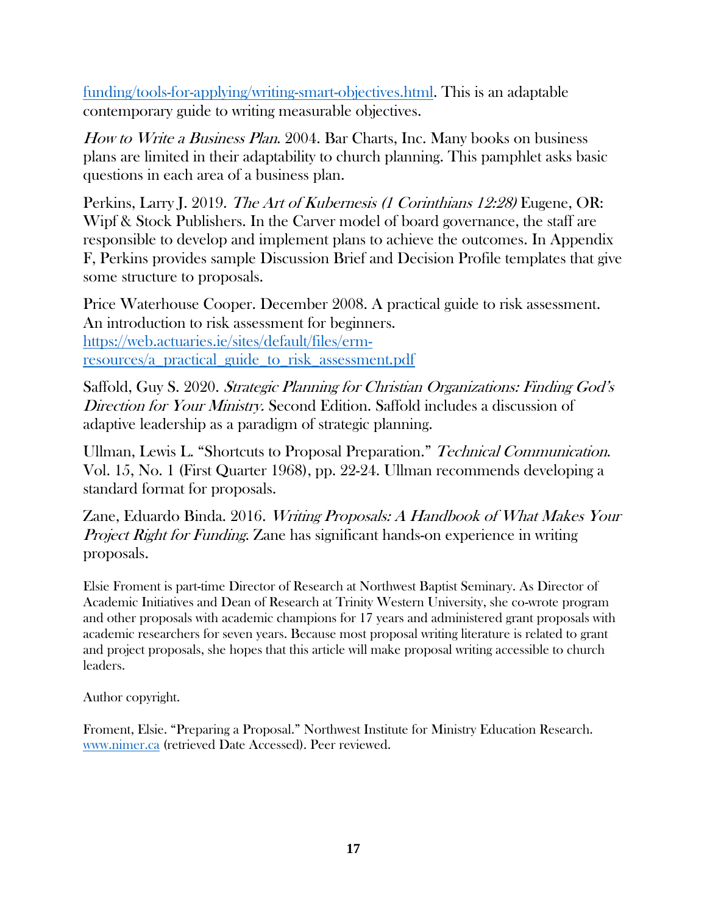[funding/tools-for-applying/writing-smart-objectives.html](funding/tools-for-applying/writing-smart-objectives.html). This is an adaptable contemporary guide to writing measurable objectives.

*How to Write a Business Plan*. 2004. Bar Charts, Inc. Many books on business plans are limited in their adaptability to church planning. This pamphlet asks basic questions in each area of a business plan.

Perkins, Larry J. 2019. *The Art of Kubernesis (1 Corinthians 12:28)* Eugene, OR: Wipf & Stock Publishers. In the Carver model of board governance, the staff are responsible to develop and implement plans to achieve the outcomes. In Appendix F, Perkins provides sample Discussion Brief and Decision Profile templates that give some structure to proposals.

Price Waterhouse Cooper. December 2008. A practical guide to risk assessment. An introduction to risk assessment for beginners. [https://web.actuaries.ie/sites/default/files/erm-resources/a_practical_guide_to_risk_assessment.pdf](https://web.actuaries.ie/sites/default/files/erm-resources/a_practical_guide_to_risk_assessment.pdf)

Saffold, Guy S. 2020. *Strategic Planning for Christian Organizations: Finding God's Direction for Your Ministry.* Second Edition. Saffold includes a discussion of adaptive leadership as a paradigm of strategic planning.

Ullman, Lewis L. "Shortcuts to Proposal Preparation." *Technical Communication*. Vol. 15, No. 1 (First Quarter 1968), pp. 22-24. Ullman recommends developing a standard format for proposals.

Zane, Eduardo Binda. 2016. *Writing Proposals: A Handbook of What Makes Your Project Right for Funding*. Zane has significant hands-on experience in writing proposals.

Elsie Froment is part-time Director of Research at Northwest Baptist Seminary. As Director of Academic Initiatives and Dean of Research at Trinity Western University, she co-wrote program and other proposals with academic champions for 17 years and administered grant proposals with academic researchers for seven years. Because most proposal writing literature is related to grant and project proposals, she hopes that this article will make proposal writing accessible to church leaders.

Author copyright.

Froment, Elsie. "Preparing a Proposal." Northwest Institute for Ministry Education Research. [www.nimer.ca](http://www.nimer.ca) (retrieved Date Accessed). Peer reviewed.